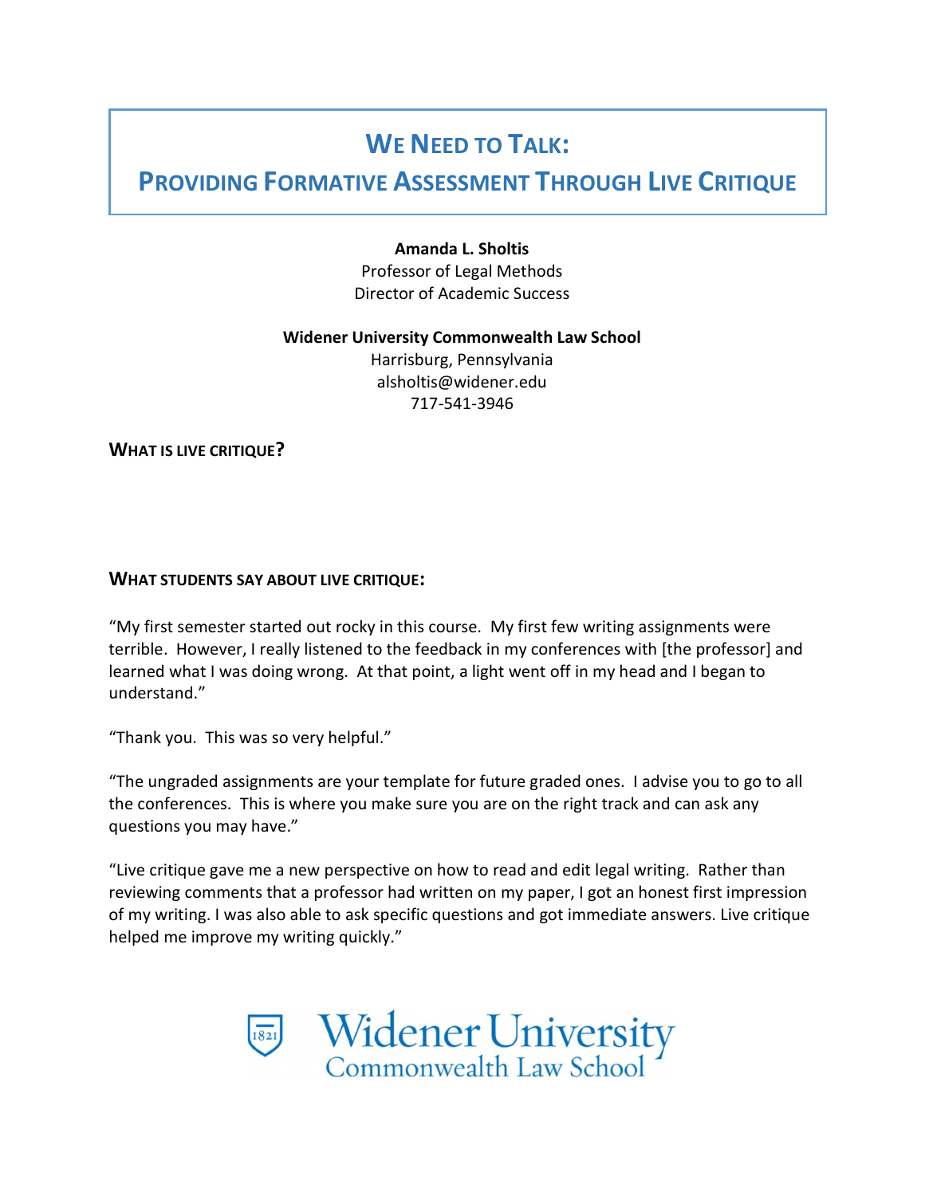# WE NEED TO TALK:
# PROVIDING FORMATIVE ASSESSMENT THROUGH LIVE CRITIQUE

**Amanda L. Sholtis**
Professor of Legal Methods
Director of Academic Success

**Widener University Commonwealth Law School**
Harrisburg, Pennsylvania
alsholtis@widener.edu
717-541-3946

### WHAT IS LIVE CRITIQUE?

### WHAT STUDENTS SAY ABOUT LIVE CRITIQUE:

"My first semester started out rocky in this course. My first few writing assignments were terrible. However, I really listened to the feedback in my conferences with [the professor] and learned what I was doing wrong. At that point, a light went off in my head and I began to understand."

"Thank you. This was so very helpful."

"The ungraded assignments are your template for future graded ones. I advise you to go to all the conferences. This is where you make sure you are on the right track and can ask any questions you may have."

"Live critique gave me a new perspective on how to read and edit legal writing. Rather than reviewing comments that a professor had written on my paper, I got an honest first impression of my writing. I was also able to ask specific questions and got immediate answers. Live critique helped me improve my writing quickly."

Widener University
Commonwealth Law School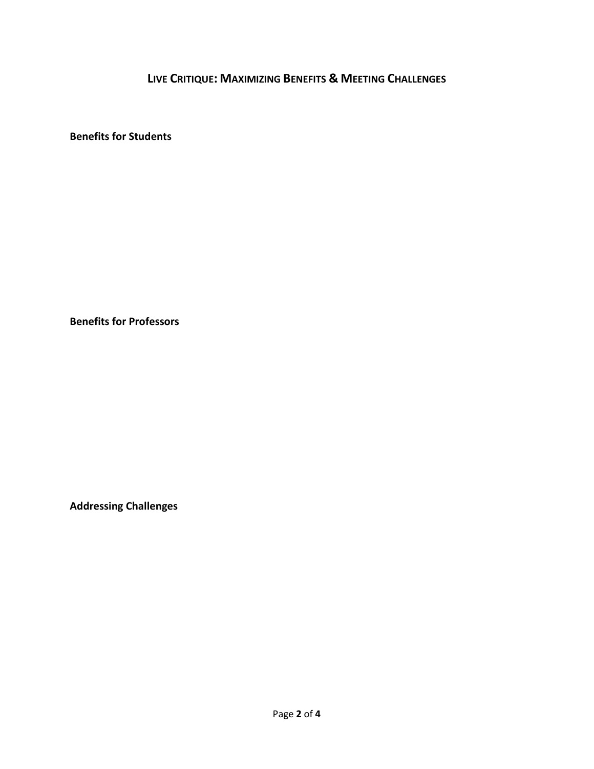# Live Critique: Maximizing Benefits & Meeting Challenges

**Benefits for Students**

**Benefits for Professors**

**Addressing Challenges**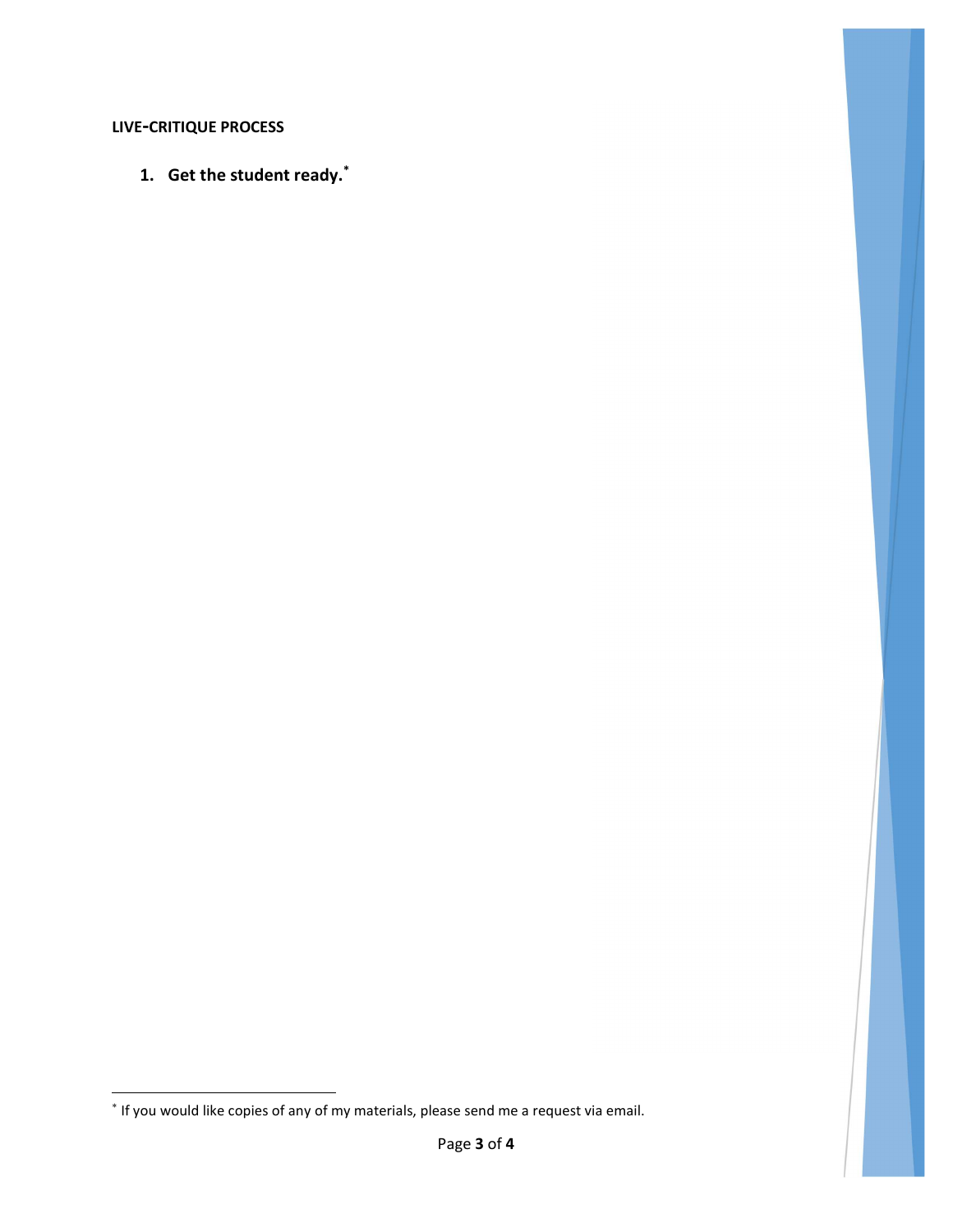**LIVE-CRITIQUE PROCESS**

1. **Get the student ready.**[*]

[*] If you would like copies of any of my materials, please send me a request via email.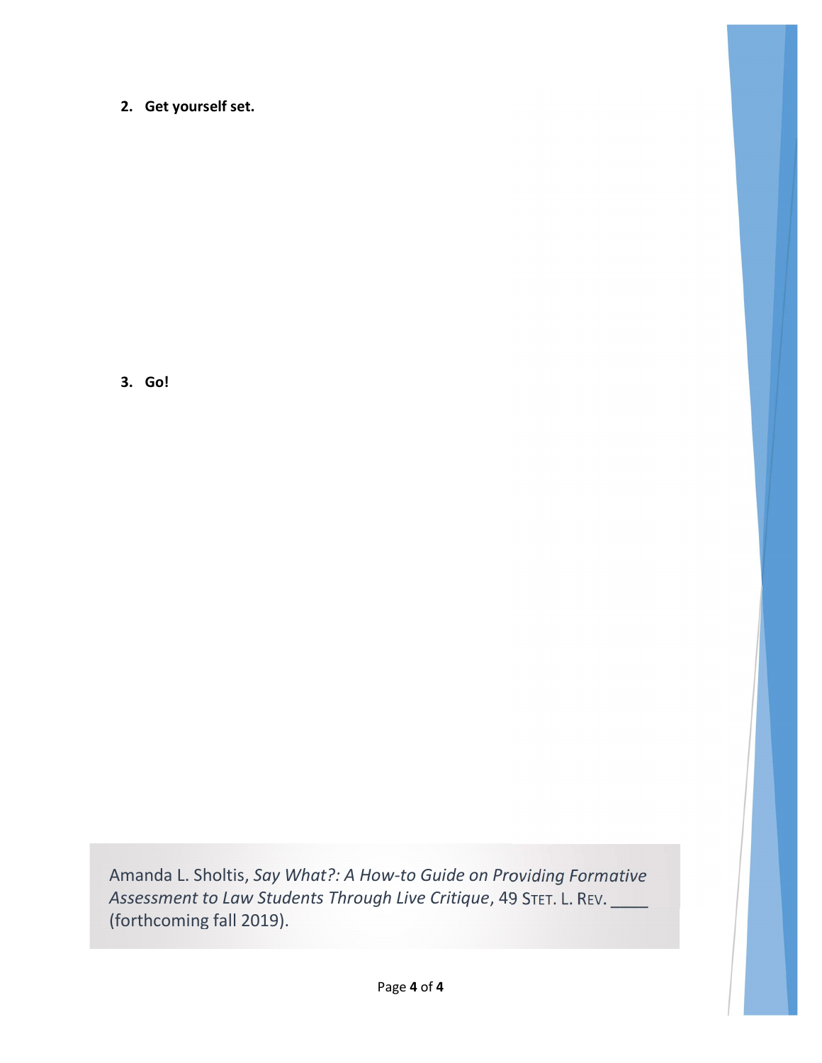2. **Get yourself set.**

3. **Go!**

Amanda L. Sholtis, *Say What?: A How-to Guide on Providing Formative Assessment to Law Students Through Live Critique*, 49 STET. L. REV. ____ (forthcoming fall 2019).